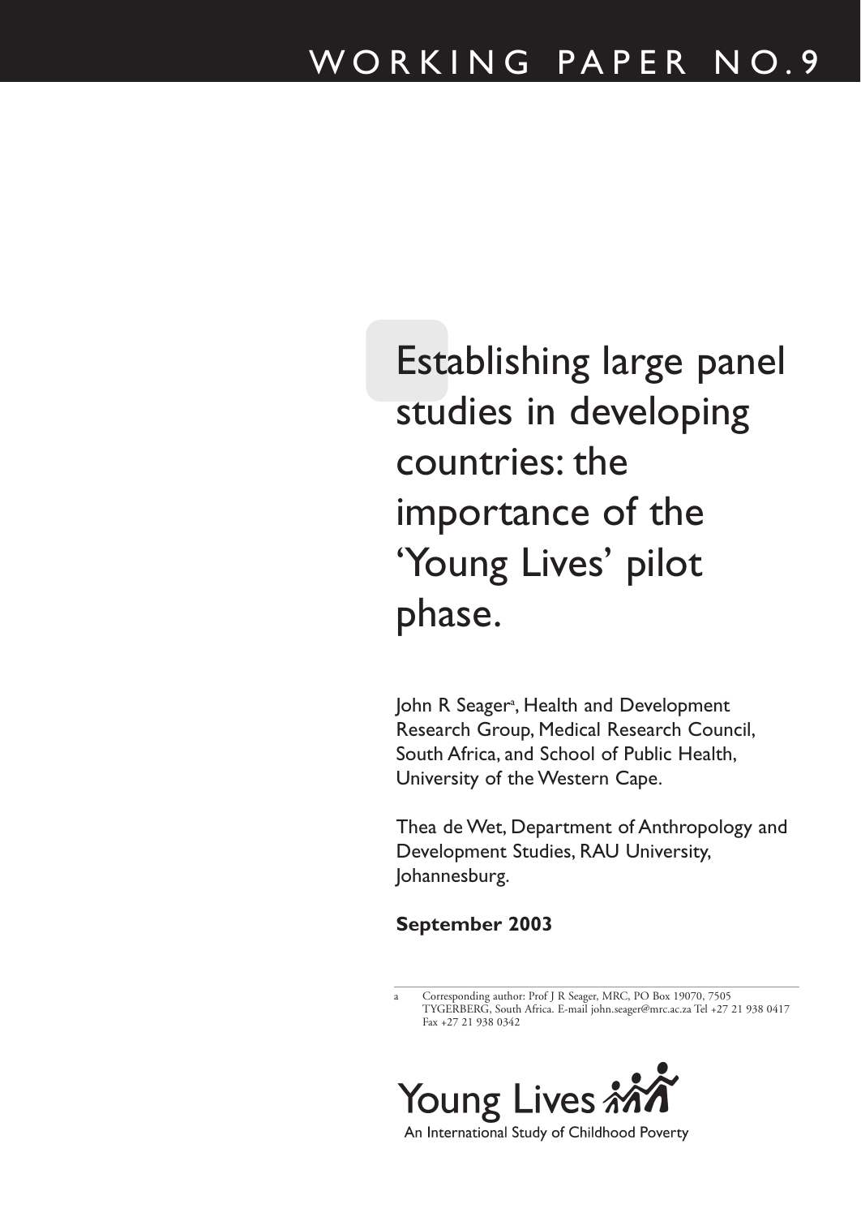WORKING PAPER NO.9

# Establishing large panel studies in developing countries: the importance of the 'Young Lives' pilot phase.

John R Seager[a], Health and Development Research Group, Medical Research Council, South Africa, and School of Public Health, University of the Western Cape.

Thea de Wet, Department of Anthropology and Development Studies, RAU University, Johannesburg.

**September 2003**

---

a Corresponding author: Prof J R Seager, MRC, PO Box 19070, 7505 TYGERBERG, South Africa. E-mail john.seager@mrc.ac.za Tel +27 21 938 0417 Fax +27 21 938 0342

Young Lives

An International Study of Childhood Poverty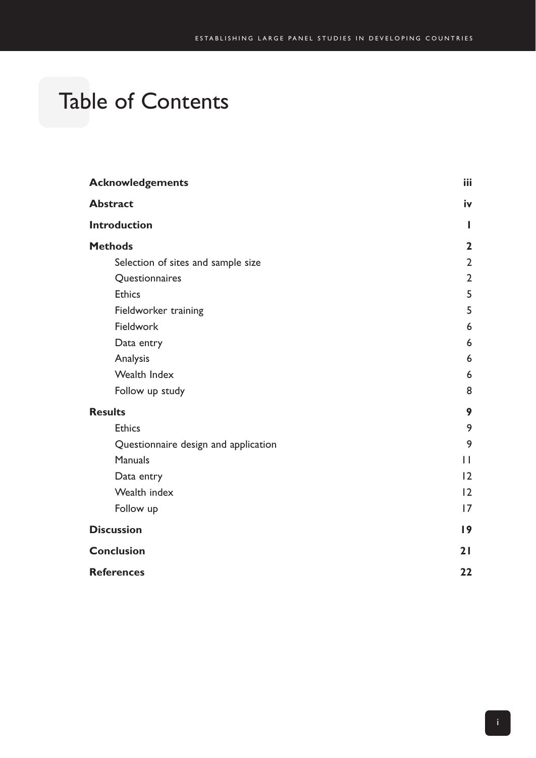# Table of Contents

| | |
|---|---|
| **Acknowledgements** | **iii** |
| **Abstract** | **iv** |
| **Introduction** | **1** |
| **Methods** | **2** |
| Selection of sites and sample size | 2 |
| Questionnaires | 2 |
| Ethics | 5 |
| Fieldworker training | 5 |
| Fieldwork | 6 |
| Data entry | 6 |
| Analysis | 6 |
| Wealth Index | 6 |
| Follow up study | 8 |
| **Results** | **9** |
| Ethics | 9 |
| Questionnaire design and application | 9 |
| Manuals | 11 |
| Data entry | 12 |
| Wealth index | 12 |
| Follow up | 17 |
| **Discussion** | **19** |
| **Conclusion** | **21** |
| **References** | **22** |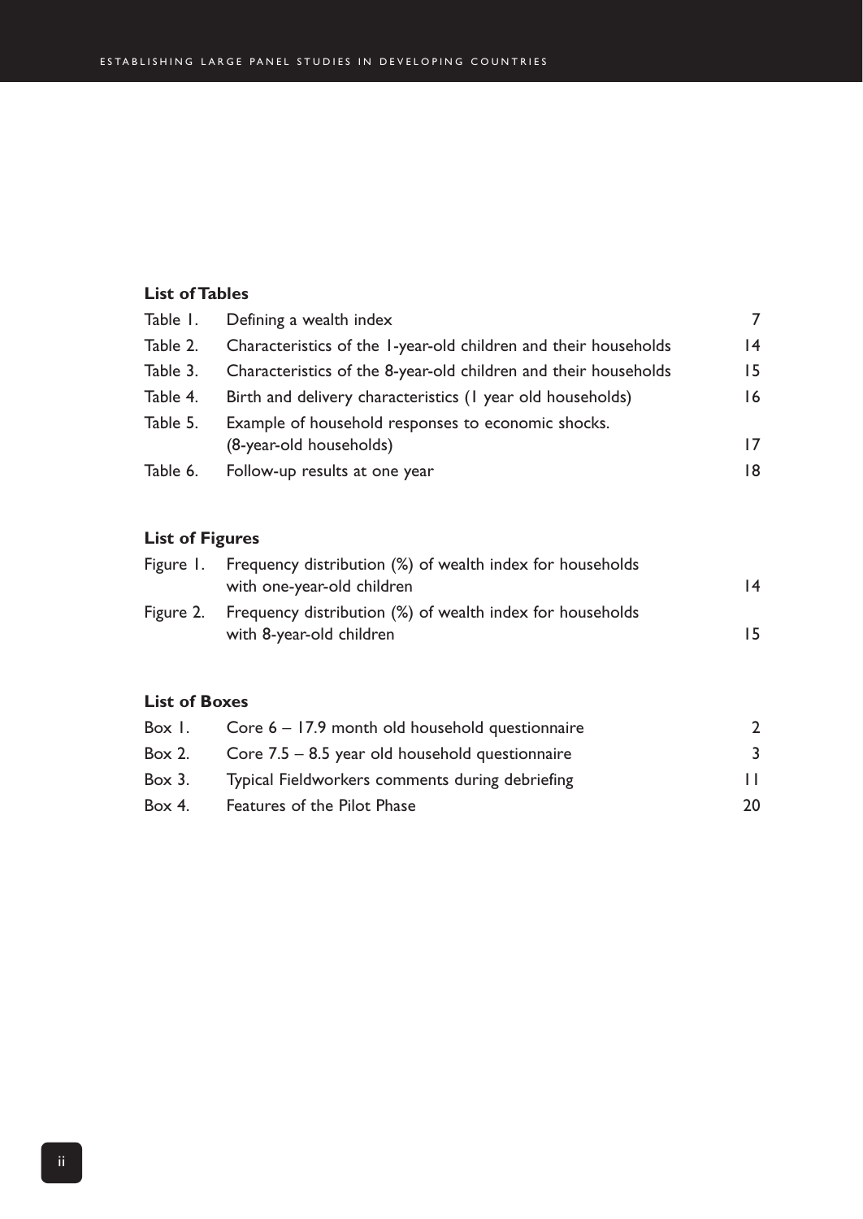## List of Tables

| | | |
|---|---|---|
| Table 1. | Defining a wealth index | 7 |
| Table 2. | Characteristics of the 1-year-old children and their households | 14 |
| Table 3. | Characteristics of the 8-year-old children and their households | 15 |
| Table 4. | Birth and delivery characteristics (1 year old households) | 16 |
| Table 5. | Example of household responses to economic shocks. (8-year-old households) | 17 |
| Table 6. | Follow-up results at one year | 18 |

## List of Figures

| | | |
|---|---|---|
| Figure 1. | Frequency distribution (%) of wealth index for households with one-year-old children | 14 |
| Figure 2. | Frequency distribution (%) of wealth index for households with 8-year-old children | 15 |

## List of Boxes

| | | |
|---|---|---|
| Box 1. | Core 6 – 17.9 month old household questionnaire | 2 |
| Box 2. | Core 7.5 – 8.5 year old household questionnaire | 3 |
| Box 3. | Typical Fieldworkers comments during debriefing | 11 |
| Box 4. | Features of the Pilot Phase | 20 |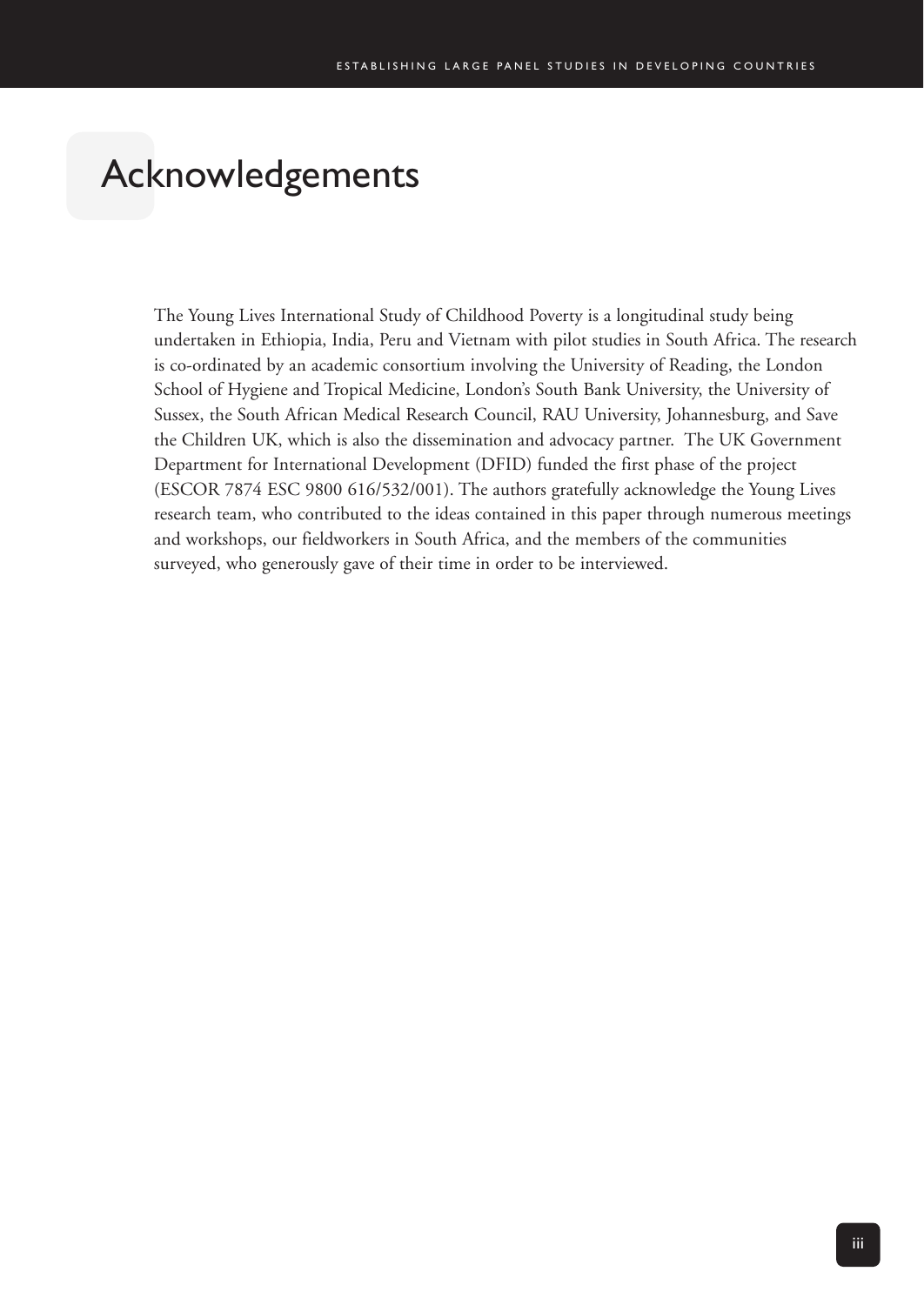# Acknowledgements

The Young Lives International Study of Childhood Poverty is a longitudinal study being undertaken in Ethiopia, India, Peru and Vietnam with pilot studies in South Africa. The research is co-ordinated by an academic consortium involving the University of Reading, the London School of Hygiene and Tropical Medicine, London's South Bank University, the University of Sussex, the South African Medical Research Council, RAU University, Johannesburg, and Save the Children UK, which is also the dissemination and advocacy partner. The UK Government Department for International Development (DFID) funded the first phase of the project (ESCOR 7874 ESC 9800 616/532/001). The authors gratefully acknowledge the Young Lives research team, who contributed to the ideas contained in this paper through numerous meetings and workshops, our fieldworkers in South Africa, and the members of the communities surveyed, who generously gave of their time in order to be interviewed.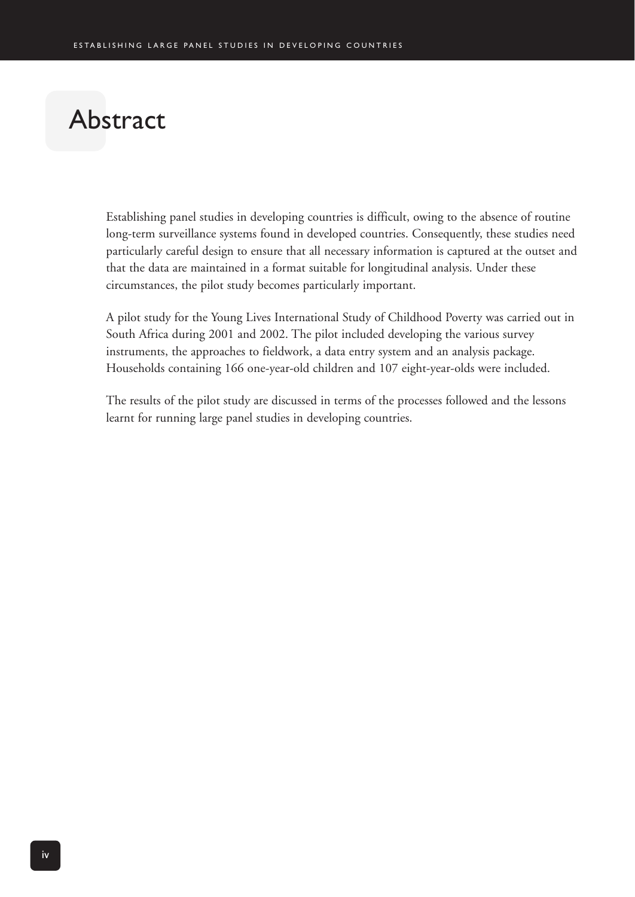# Abstract

Establishing panel studies in developing countries is difficult, owing to the absence of routine long-term surveillance systems found in developed countries. Consequently, these studies need particularly careful design to ensure that all necessary information is captured at the outset and that the data are maintained in a format suitable for longitudinal analysis. Under these circumstances, the pilot study becomes particularly important.

A pilot study for the Young Lives International Study of Childhood Poverty was carried out in South Africa during 2001 and 2002. The pilot included developing the various survey instruments, the approaches to fieldwork, a data entry system and an analysis package. Households containing 166 one-year-old children and 107 eight-year-olds were included.

The results of the pilot study are discussed in terms of the processes followed and the lessons learnt for running large panel studies in developing countries.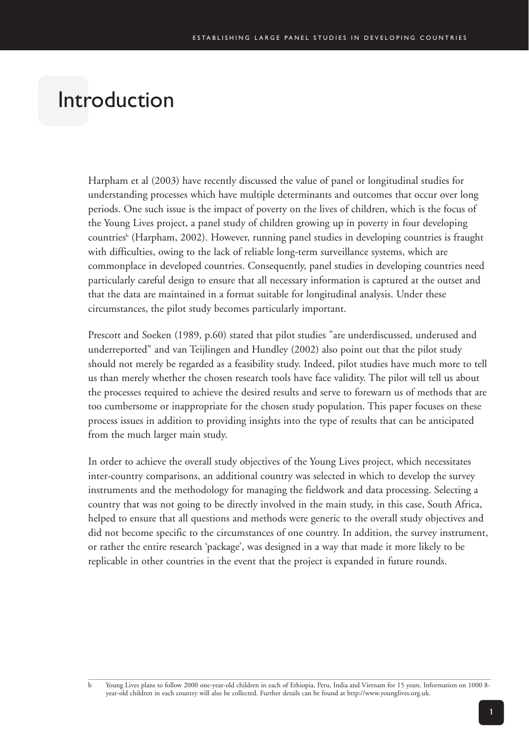# Introduction

Harpham et al (2003) have recently discussed the value of panel or longitudinal studies for understanding processes which have multiple determinants and outcomes that occur over long periods. One such issue is the impact of poverty on the lives of children, which is the focus of the Young Lives project, a panel study of children growing up in poverty in four developing countries[b] (Harpham, 2002). However, running panel studies in developing countries is fraught with difficulties, owing to the lack of reliable long-term surveillance systems, which are commonplace in developed countries. Consequently, panel studies in developing countries need particularly careful design to ensure that all necessary information is captured at the outset and that the data are maintained in a format suitable for longitudinal analysis. Under these circumstances, the pilot study becomes particularly important.

Prescott and Soeken (1989, p.60) stated that pilot studies "are underdiscussed, underused and underreported" and van Teijlingen and Hundley (2002) also point out that the pilot study should not merely be regarded as a feasibility study. Indeed, pilot studies have much more to tell us than merely whether the chosen research tools have face validity. The pilot will tell us about the processes required to achieve the desired results and serve to forewarn us of methods that are too cumbersome or inappropriate for the chosen study population. This paper focuses on these process issues in addition to providing insights into the type of results that can be anticipated from the much larger main study.

In order to achieve the overall study objectives of the Young Lives project, which necessitates inter-country comparisons, an additional country was selected in which to develop the survey instruments and the methodology for managing the fieldwork and data processing. Selecting a country that was not going to be directly involved in the main study, in this case, South Africa, helped to ensure that all questions and methods were generic to the overall study objectives and did not become specific to the circumstances of one country. In addition, the survey instrument, or rather the entire research 'package', was designed in a way that made it more likely to be replicable in other countries in the event that the project is expanded in future rounds.

---

b Young Lives plans to follow 2000 one-year-old children in each of Ethiopia, Peru, India and Vietnam for 15 years. Information on 1000 8-year-old children in each country will also be collected. Further details can be found at http://www.younglives.org.uk.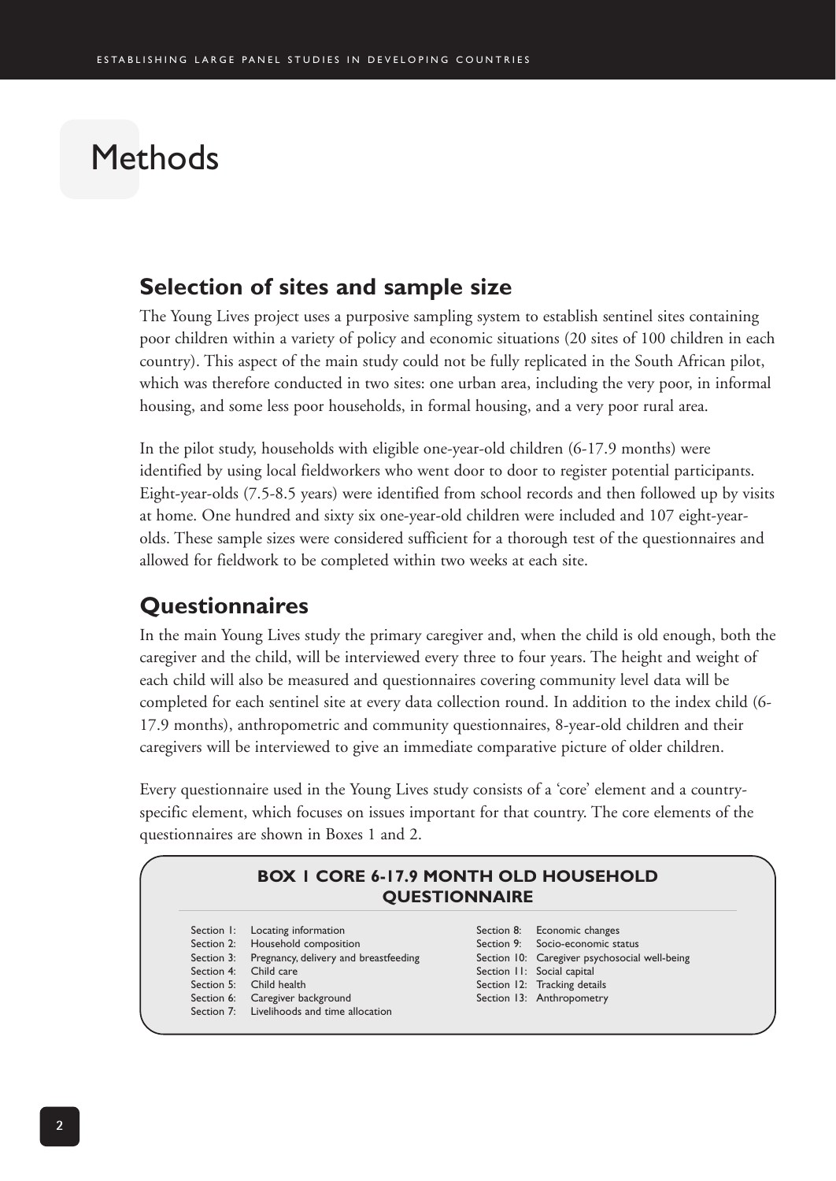# Methods

## Selection of sites and sample size

The Young Lives project uses a purposive sampling system to establish sentinel sites containing poor children within a variety of policy and economic situations (20 sites of 100 children in each country). This aspect of the main study could not be fully replicated in the South African pilot, which was therefore conducted in two sites: one urban area, including the very poor, in informal housing, and some less poor households, in formal housing, and a very poor rural area.

In the pilot study, households with eligible one-year-old children (6-17.9 months) were identified by using local fieldworkers who went door to door to register potential participants. Eight-year-olds (7.5-8.5 years) were identified from school records and then followed up by visits at home. One hundred and sixty six one-year-old children were included and 107 eight-year-olds. These sample sizes were considered sufficient for a thorough test of the questionnaires and allowed for fieldwork to be completed within two weeks at each site.

## Questionnaires

In the main Young Lives study the primary caregiver and, when the child is old enough, both the caregiver and the child, will be interviewed every three to four years. The height and weight of each child will also be measured and questionnaires covering community level data will be completed for each sentinel site at every data collection round. In addition to the index child (6-17.9 months), anthropometric and community questionnaires, 8-year-old children and their caregivers will be interviewed to give an immediate comparative picture of older children.

Every questionnaire used in the Young Lives study consists of a 'core' element and a country-specific element, which focuses on issues important for that country. The core elements of the questionnaires are shown in Boxes 1 and 2.

**BOX 1 CORE 6-17.9 MONTH OLD HOUSEHOLD QUESTIONNAIRE**

- Section 1: Locating information
- Section 2: Household composition
- Section 3: Pregnancy, delivery and breastfeeding
- Section 4: Child care
- Section 5: Child health
- Section 6: Caregiver background
- Section 7: Livelihoods and time allocation
- Section 8: Economic changes
- Section 9: Socio-economic status
- Section 10: Caregiver psychosocial well-being
- Section 11: Social capital
- Section 12: Tracking details
- Section 13: Anthropometry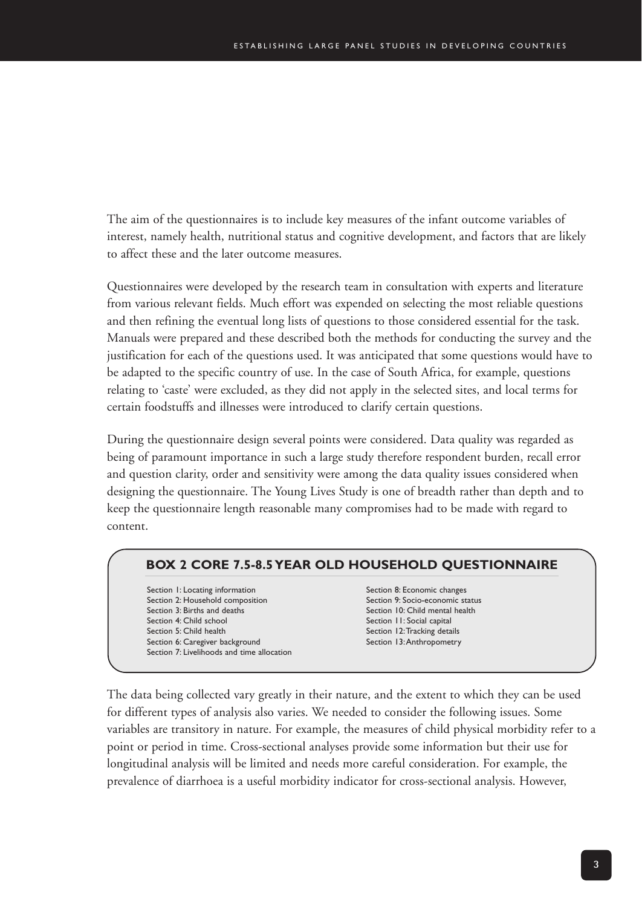The aim of the questionnaires is to include key measures of the infant outcome variables of interest, namely health, nutritional status and cognitive development, and factors that are likely to affect these and the later outcome measures.

Questionnaires were developed by the research team in consultation with experts and literature from various relevant fields. Much effort was expended on selecting the most reliable questions and then refining the eventual long lists of questions to those considered essential for the task. Manuals were prepared and these described both the methods for conducting the survey and the justification for each of the questions used. It was anticipated that some questions would have to be adapted to the specific country of use. In the case of South Africa, for example, questions relating to 'caste' were excluded, as they did not apply in the selected sites, and local terms for certain foodstuffs and illnesses were introduced to clarify certain questions.

During the questionnaire design several points were considered. Data quality was regarded as being of paramount importance in such a large study therefore respondent burden, recall error and question clarity, order and sensitivity were among the data quality issues considered when designing the questionnaire. The Young Lives Study is one of breadth rather than depth and to keep the questionnaire length reasonable many compromises had to be made with regard to content.

### BOX 2 CORE 7.5-8.5 YEAR OLD HOUSEHOLD QUESTIONNAIRE

- Section 1: Locating information
- Section 2: Household composition
- Section 3: Births and deaths
- Section 4: Child school
- Section 5: Child health
- Section 6: Caregiver background
- Section 7: Livelihoods and time allocation
- Section 8: Economic changes
- Section 9: Socio-economic status
- Section 10: Child mental health
- Section 11: Social capital
- Section 12: Tracking details
- Section 13: Anthropometry

The data being collected vary greatly in their nature, and the extent to which they can be used for different types of analysis also varies. We needed to consider the following issues. Some variables are transitory in nature. For example, the measures of child physical morbidity refer to a point or period in time. Cross-sectional analyses provide some information but their use for longitudinal analysis will be limited and needs more careful consideration. For example, the prevalence of diarrhoea is a useful morbidity indicator for cross-sectional analysis. However,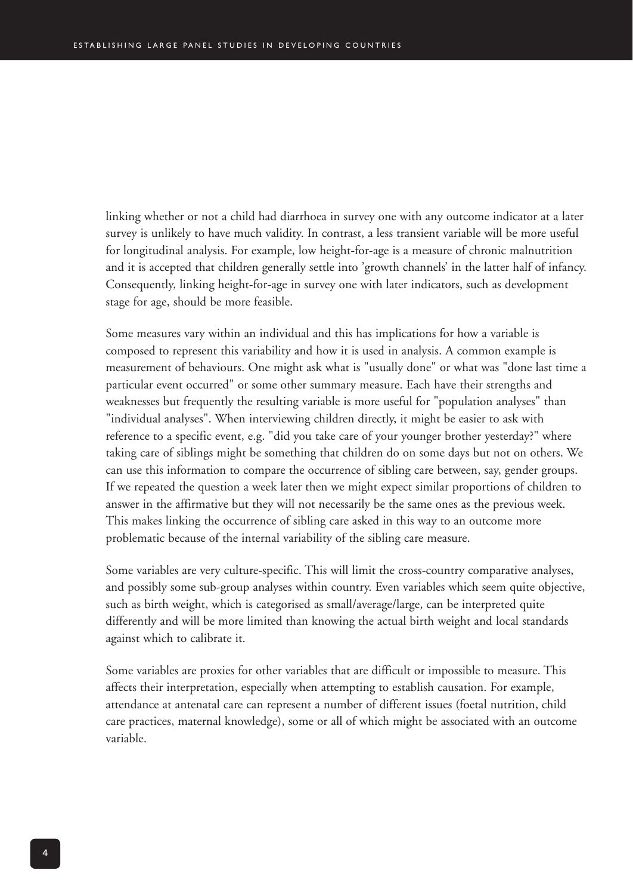linking whether or not a child had diarrhoea in survey one with any outcome indicator at a later survey is unlikely to have much validity. In contrast, a less transient variable will be more useful for longitudinal analysis. For example, low height-for-age is a measure of chronic malnutrition and it is accepted that children generally settle into 'growth channels' in the latter half of infancy. Consequently, linking height-for-age in survey one with later indicators, such as development stage for age, should be more feasible.

Some measures vary within an individual and this has implications for how a variable is composed to represent this variability and how it is used in analysis. A common example is measurement of behaviours. One might ask what is "usually done" or what was "done last time a particular event occurred" or some other summary measure. Each have their strengths and weaknesses but frequently the resulting variable is more useful for "population analyses" than "individual analyses". When interviewing children directly, it might be easier to ask with reference to a specific event, e.g. "did you take care of your younger brother yesterday?" where taking care of siblings might be something that children do on some days but not on others. We can use this information to compare the occurrence of sibling care between, say, gender groups. If we repeated the question a week later then we might expect similar proportions of children to answer in the affirmative but they will not necessarily be the same ones as the previous week. This makes linking the occurrence of sibling care asked in this way to an outcome more problematic because of the internal variability of the sibling care measure.

Some variables are very culture-specific. This will limit the cross-country comparative analyses, and possibly some sub-group analyses within country. Even variables which seem quite objective, such as birth weight, which is categorised as small/average/large, can be interpreted quite differently and will be more limited than knowing the actual birth weight and local standards against which to calibrate it.

Some variables are proxies for other variables that are difficult or impossible to measure. This affects their interpretation, especially when attempting to establish causation. For example, attendance at antenatal care can represent a number of different issues (foetal nutrition, child care practices, maternal knowledge), some or all of which might be associated with an outcome variable.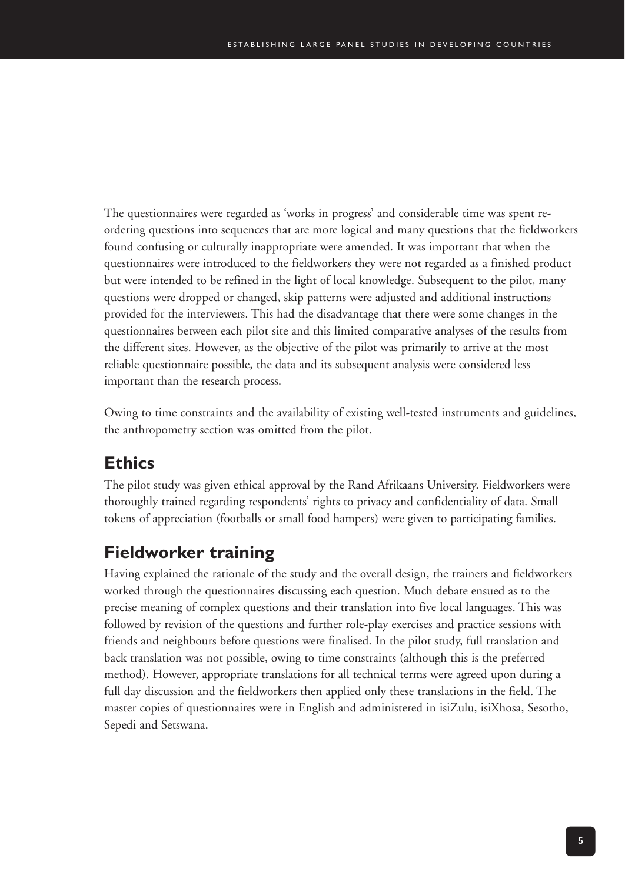The questionnaires were regarded as 'works in progress' and considerable time was spent re-ordering questions into sequences that are more logical and many questions that the fieldworkers found confusing or culturally inappropriate were amended. It was important that when the questionnaires were introduced to the fieldworkers they were not regarded as a finished product but were intended to be refined in the light of local knowledge. Subsequent to the pilot, many questions were dropped or changed, skip patterns were adjusted and additional instructions provided for the interviewers. This had the disadvantage that there were some changes in the questionnaires between each pilot site and this limited comparative analyses of the results from the different sites. However, as the objective of the pilot was primarily to arrive at the most reliable questionnaire possible, the data and its subsequent analysis were considered less important than the research process.

Owing to time constraints and the availability of existing well-tested instruments and guidelines, the anthropometry section was omitted from the pilot.

## Ethics

The pilot study was given ethical approval by the Rand Afrikaans University. Fieldworkers were thoroughly trained regarding respondents' rights to privacy and confidentiality of data. Small tokens of appreciation (footballs or small food hampers) were given to participating families.

## Fieldworker training

Having explained the rationale of the study and the overall design, the trainers and fieldworkers worked through the questionnaires discussing each question. Much debate ensued as to the precise meaning of complex questions and their translation into five local languages. This was followed by revision of the questions and further role-play exercises and practice sessions with friends and neighbours before questions were finalised. In the pilot study, full translation and back translation was not possible, owing to time constraints (although this is the preferred method). However, appropriate translations for all technical terms were agreed upon during a full day discussion and the fieldworkers then applied only these translations in the field. The master copies of questionnaires were in English and administered in isiZulu, isiXhosa, Sesotho, Sepedi and Setswana.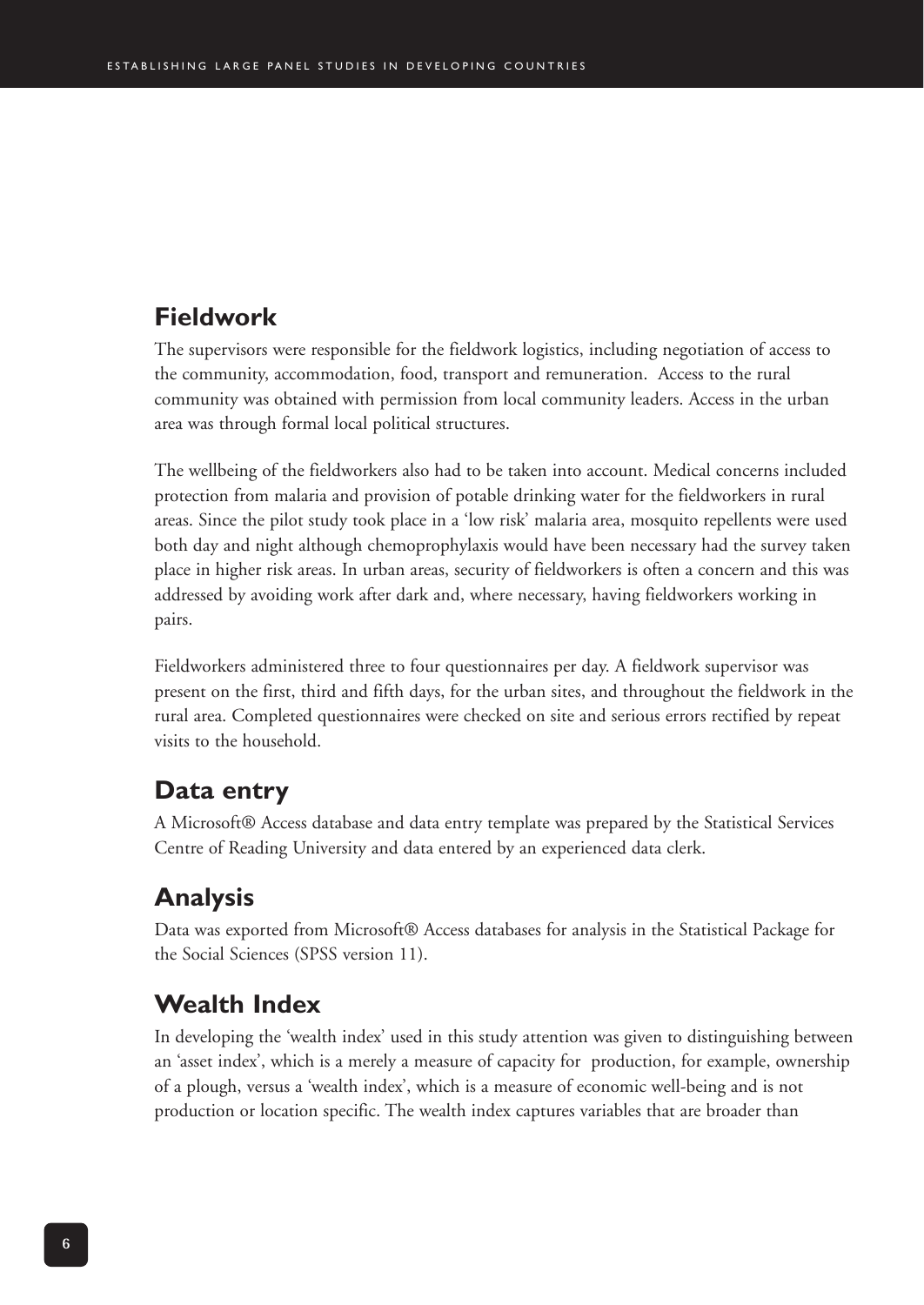## Fieldwork

The supervisors were responsible for the fieldwork logistics, including negotiation of access to the community, accommodation, food, transport and remuneration. Access to the rural community was obtained with permission from local community leaders. Access in the urban area was through formal local political structures.

The wellbeing of the fieldworkers also had to be taken into account. Medical concerns included protection from malaria and provision of potable drinking water for the fieldworkers in rural areas. Since the pilot study took place in a 'low risk' malaria area, mosquito repellents were used both day and night although chemoprophylaxis would have been necessary had the survey taken place in higher risk areas. In urban areas, security of fieldworkers is often a concern and this was addressed by avoiding work after dark and, where necessary, having fieldworkers working in pairs.

Fieldworkers administered three to four questionnaires per day. A fieldwork supervisor was present on the first, third and fifth days, for the urban sites, and throughout the fieldwork in the rural area. Completed questionnaires were checked on site and serious errors rectified by repeat visits to the household.

## Data entry

A Microsoft® Access database and data entry template was prepared by the Statistical Services Centre of Reading University and data entered by an experienced data clerk.

## Analysis

Data was exported from Microsoft® Access databases for analysis in the Statistical Package for the Social Sciences (SPSS version 11).

## Wealth Index

In developing the 'wealth index' used in this study attention was given to distinguishing between an 'asset index', which is a merely a measure of capacity for production, for example, ownership of a plough, versus a 'wealth index', which is a measure of economic well-being and is not production or location specific. The wealth index captures variables that are broader than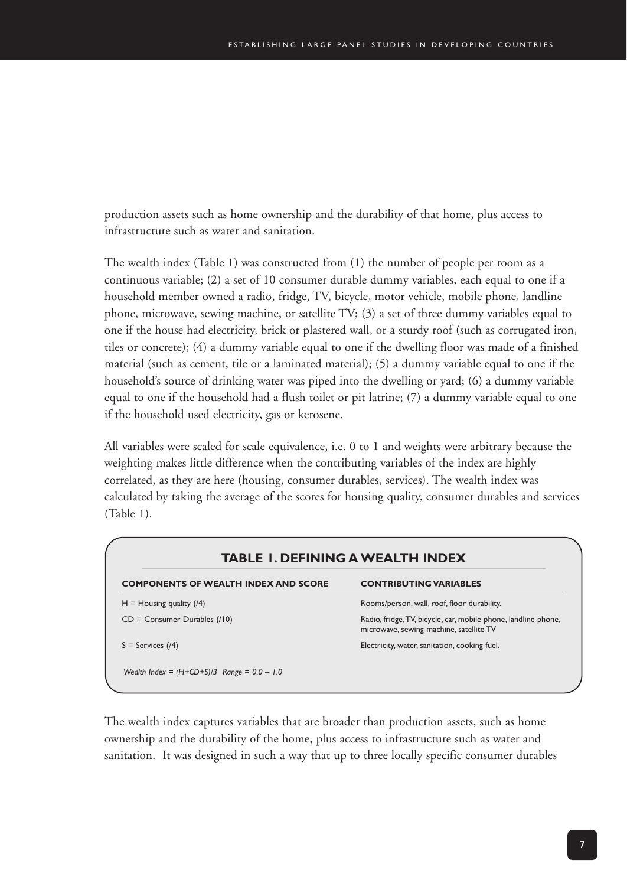production assets such as home ownership and the durability of that home, plus access to infrastructure such as water and sanitation.

The wealth index (Table 1) was constructed from (1) the number of people per room as a continuous variable; (2) a set of 10 consumer durable dummy variables, each equal to one if a household member owned a radio, fridge, TV, bicycle, motor vehicle, mobile phone, landline phone, microwave, sewing machine, or satellite TV; (3) a set of three dummy variables equal to one if the house had electricity, brick or plastered wall, or a sturdy roof (such as corrugated iron, tiles or concrete); (4) a dummy variable equal to one if the dwelling floor was made of a finished material (such as cement, tile or a laminated material); (5) a dummy variable equal to one if the household's source of drinking water was piped into the dwelling or yard; (6) a dummy variable equal to one if the household had a flush toilet or pit latrine; (7) a dummy variable equal to one if the household used electricity, gas or kerosene.

All variables were scaled for scale equivalence, i.e. 0 to 1 and weights were arbitrary because the weighting makes little difference when the contributing variables of the index are highly correlated, as they are here (housing, consumer durables, services). The wealth index was calculated by taking the average of the scores for housing quality, consumer durables and services (Table 1).

**TABLE 1. DEFINING A WEALTH INDEX**

| COMPONENTS OF WEALTH INDEX AND SCORE | CONTRIBUTING VARIABLES |
|---|---|
| H = Housing quality (/4) | Rooms/person, wall, roof, floor durability. |
| CD = Consumer Durables (/10) | Radio, fridge, TV, bicycle, car, mobile phone, landline phone, microwave, sewing machine, satellite TV |
| S = Services (/4) | Electricity, water, sanitation, cooking fuel. |

*Wealth Index = (H+CD+S)/3 Range = 0.0 – 1.0*

The wealth index captures variables that are broader than production assets, such as home ownership and the durability of the home, plus access to infrastructure such as water and sanitation. It was designed in such a way that up to three locally specific consumer durables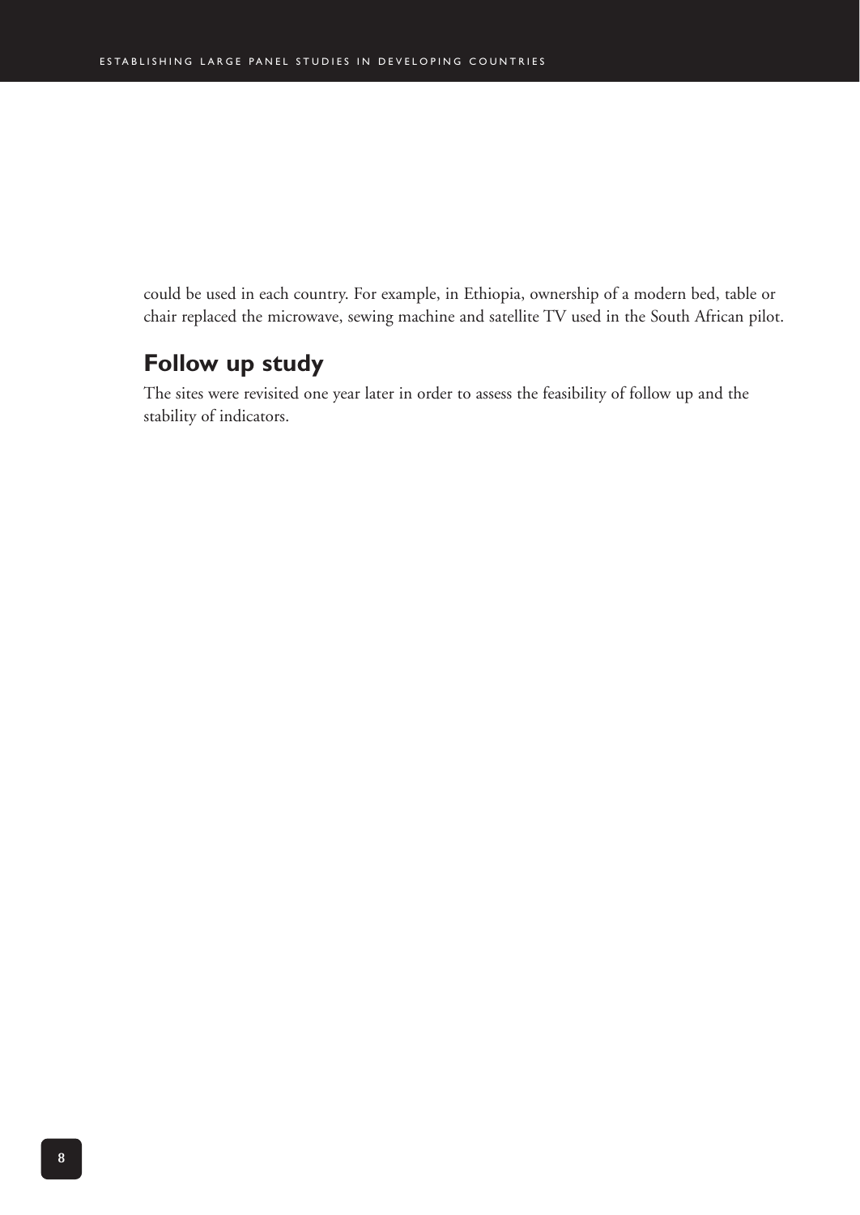could be used in each country. For example, in Ethiopia, ownership of a modern bed, table or chair replaced the microwave, sewing machine and satellite TV used in the South African pilot.

## Follow up study

The sites were revisited one year later in order to assess the feasibility of follow up and the stability of indicators.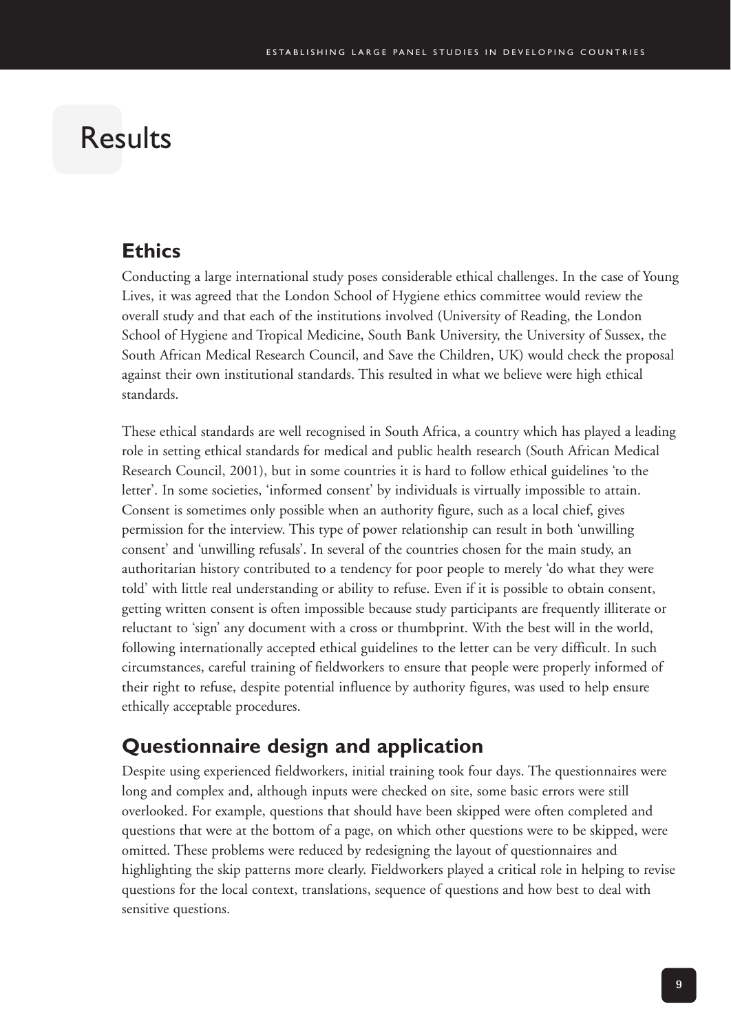# Results

## Ethics

Conducting a large international study poses considerable ethical challenges. In the case of Young Lives, it was agreed that the London School of Hygiene ethics committee would review the overall study and that each of the institutions involved (University of Reading, the London School of Hygiene and Tropical Medicine, South Bank University, the University of Sussex, the South African Medical Research Council, and Save the Children, UK) would check the proposal against their own institutional standards. This resulted in what we believe were high ethical standards.

These ethical standards are well recognised in South Africa, a country which has played a leading role in setting ethical standards for medical and public health research (South African Medical Research Council, 2001), but in some countries it is hard to follow ethical guidelines 'to the letter'. In some societies, 'informed consent' by individuals is virtually impossible to attain. Consent is sometimes only possible when an authority figure, such as a local chief, gives permission for the interview. This type of power relationship can result in both 'unwilling consent' and 'unwilling refusals'. In several of the countries chosen for the main study, an authoritarian history contributed to a tendency for poor people to merely 'do what they were told' with little real understanding or ability to refuse. Even if it is possible to obtain consent, getting written consent is often impossible because study participants are frequently illiterate or reluctant to 'sign' any document with a cross or thumbprint. With the best will in the world, following internationally accepted ethical guidelines to the letter can be very difficult. In such circumstances, careful training of fieldworkers to ensure that people were properly informed of their right to refuse, despite potential influence by authority figures, was used to help ensure ethically acceptable procedures.

## Questionnaire design and application

Despite using experienced fieldworkers, initial training took four days. The questionnaires were long and complex and, although inputs were checked on site, some basic errors were still overlooked. For example, questions that should have been skipped were often completed and questions that were at the bottom of a page, on which other questions were to be skipped, were omitted. These problems were reduced by redesigning the layout of questionnaires and highlighting the skip patterns more clearly. Fieldworkers played a critical role in helping to revise questions for the local context, translations, sequence of questions and how best to deal with sensitive questions.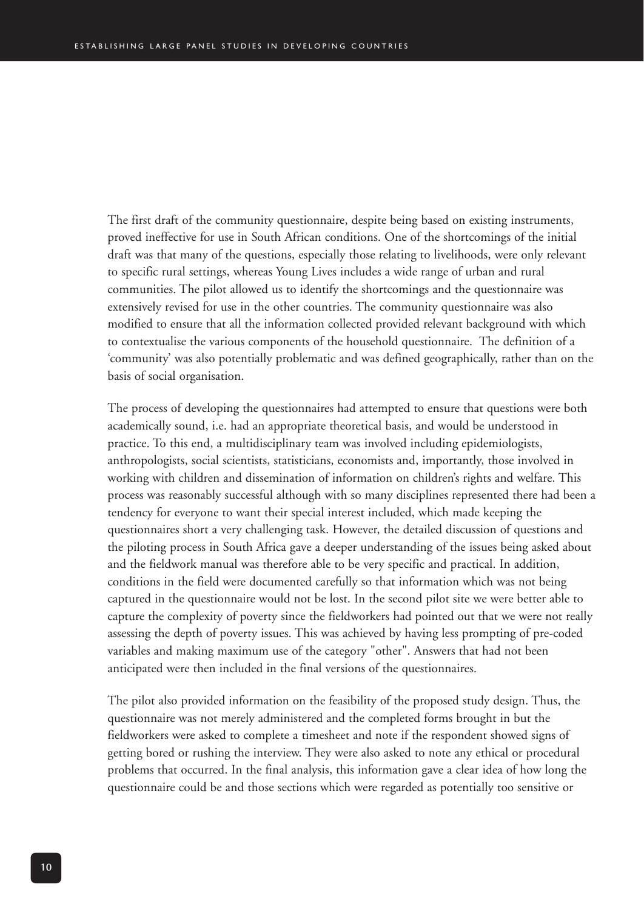The first draft of the community questionnaire, despite being based on existing instruments, proved ineffective for use in South African conditions. One of the shortcomings of the initial draft was that many of the questions, especially those relating to livelihoods, were only relevant to specific rural settings, whereas Young Lives includes a wide range of urban and rural communities. The pilot allowed us to identify the shortcomings and the questionnaire was extensively revised for use in the other countries. The community questionnaire was also modified to ensure that all the information collected provided relevant background with which to contextualise the various components of the household questionnaire. The definition of a 'community' was also potentially problematic and was defined geographically, rather than on the basis of social organisation.

The process of developing the questionnaires had attempted to ensure that questions were both academically sound, i.e. had an appropriate theoretical basis, and would be understood in practice. To this end, a multidisciplinary team was involved including epidemiologists, anthropologists, social scientists, statisticians, economists and, importantly, those involved in working with children and dissemination of information on children's rights and welfare. This process was reasonably successful although with so many disciplines represented there had been a tendency for everyone to want their special interest included, which made keeping the questionnaires short a very challenging task. However, the detailed discussion of questions and the piloting process in South Africa gave a deeper understanding of the issues being asked about and the fieldwork manual was therefore able to be very specific and practical. In addition, conditions in the field were documented carefully so that information which was not being captured in the questionnaire would not be lost. In the second pilot site we were better able to capture the complexity of poverty since the fieldworkers had pointed out that we were not really assessing the depth of poverty issues. This was achieved by having less prompting of pre-coded variables and making maximum use of the category "other". Answers that had not been anticipated were then included in the final versions of the questionnaires.

The pilot also provided information on the feasibility of the proposed study design. Thus, the questionnaire was not merely administered and the completed forms brought in but the fieldworkers were asked to complete a timesheet and note if the respondent showed signs of getting bored or rushing the interview. They were also asked to note any ethical or procedural problems that occurred. In the final analysis, this information gave a clear idea of how long the questionnaire could be and those sections which were regarded as potentially too sensitive or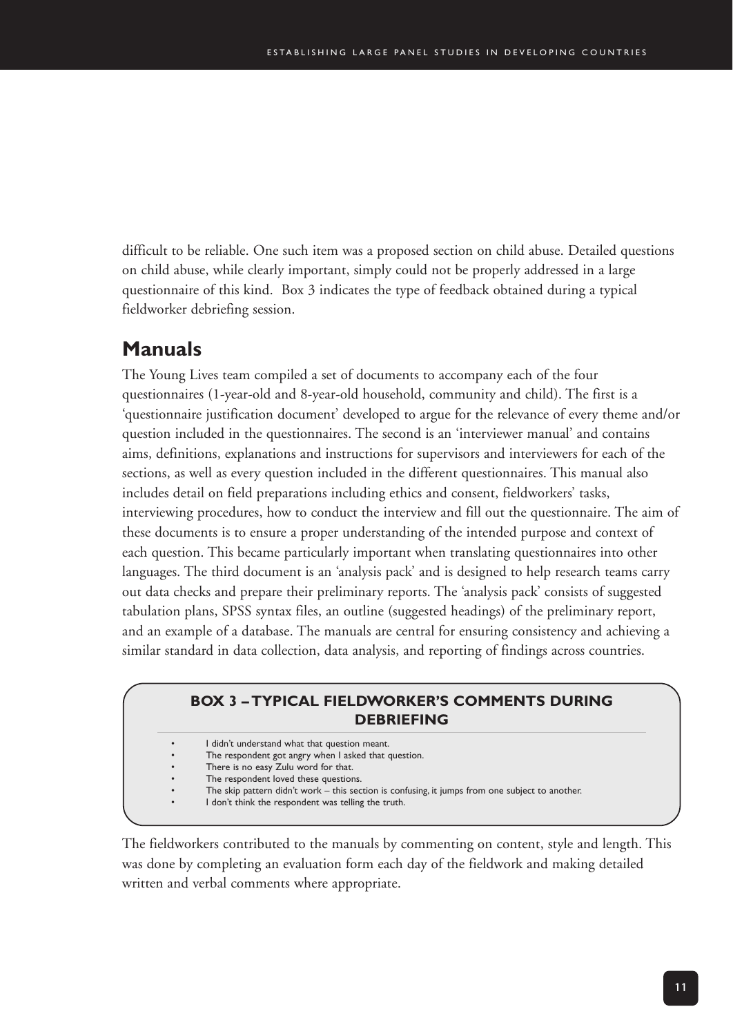difficult to be reliable. One such item was a proposed section on child abuse. Detailed questions on child abuse, while clearly important, simply could not be properly addressed in a large questionnaire of this kind. Box 3 indicates the type of feedback obtained during a typical fieldworker debriefing session.

## Manuals

The Young Lives team compiled a set of documents to accompany each of the four questionnaires (1-year-old and 8-year-old household, community and child). The first is a 'questionnaire justification document' developed to argue for the relevance of every theme and/or question included in the questionnaires. The second is an 'interviewer manual' and contains aims, definitions, explanations and instructions for supervisors and interviewers for each of the sections, as well as every question included in the different questionnaires. This manual also includes detail on field preparations including ethics and consent, fieldworkers' tasks, interviewing procedures, how to conduct the interview and fill out the questionnaire. The aim of these documents is to ensure a proper understanding of the intended purpose and context of each question. This became particularly important when translating questionnaires into other languages. The third document is an 'analysis pack' and is designed to help research teams carry out data checks and prepare their preliminary reports. The 'analysis pack' consists of suggested tabulation plans, SPSS syntax files, an outline (suggested headings) of the preliminary report, and an example of a database. The manuals are central for ensuring consistency and achieving a similar standard in data collection, data analysis, and reporting of findings across countries.

> **BOX 3 – TYPICAL FIELDWORKER'S COMMENTS DURING DEBRIEFING**
>
> - I didn't understand what that question meant.
> - The respondent got angry when I asked that question.
> - There is no easy Zulu word for that.
> - The respondent loved these questions.
> - The skip pattern didn't work – this section is confusing, it jumps from one subject to another.
> - I don't think the respondent was telling the truth.

The fieldworkers contributed to the manuals by commenting on content, style and length. This was done by completing an evaluation form each day of the fieldwork and making detailed written and verbal comments where appropriate.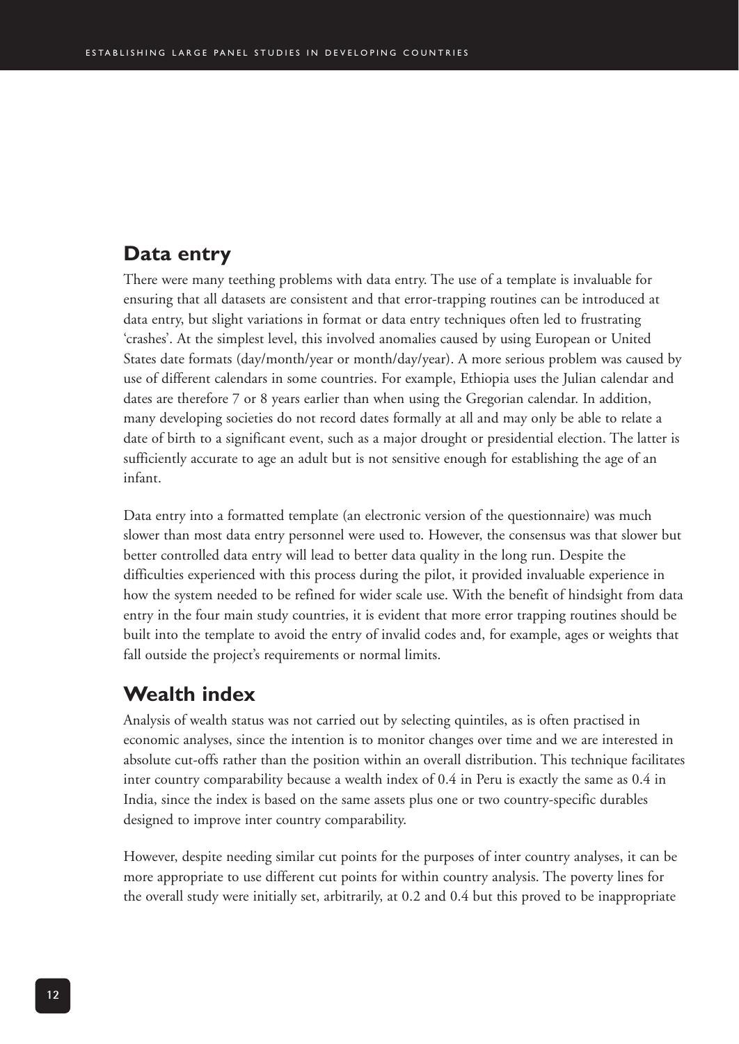## Data entry

There were many teething problems with data entry. The use of a template is invaluable for ensuring that all datasets are consistent and that error-trapping routines can be introduced at data entry, but slight variations in format or data entry techniques often led to frustrating 'crashes'. At the simplest level, this involved anomalies caused by using European or United States date formats (day/month/year or month/day/year). A more serious problem was caused by use of different calendars in some countries. For example, Ethiopia uses the Julian calendar and dates are therefore 7 or 8 years earlier than when using the Gregorian calendar. In addition, many developing societies do not record dates formally at all and may only be able to relate a date of birth to a significant event, such as a major drought or presidential election. The latter is sufficiently accurate to age an adult but is not sensitive enough for establishing the age of an infant.

Data entry into a formatted template (an electronic version of the questionnaire) was much slower than most data entry personnel were used to. However, the consensus was that slower but better controlled data entry will lead to better data quality in the long run. Despite the difficulties experienced with this process during the pilot, it provided invaluable experience in how the system needed to be refined for wider scale use. With the benefit of hindsight from data entry in the four main study countries, it is evident that more error trapping routines should be built into the template to avoid the entry of invalid codes and, for example, ages or weights that fall outside the project's requirements or normal limits.

## Wealth index

Analysis of wealth status was not carried out by selecting quintiles, as is often practised in economic analyses, since the intention is to monitor changes over time and we are interested in absolute cut-offs rather than the position within an overall distribution. This technique facilitates inter country comparability because a wealth index of 0.4 in Peru is exactly the same as 0.4 in India, since the index is based on the same assets plus one or two country-specific durables designed to improve inter country comparability.

However, despite needing similar cut points for the purposes of inter country analyses, it can be more appropriate to use different cut points for within country analysis. The poverty lines for the overall study were initially set, arbitrarily, at 0.2 and 0.4 but this proved to be inappropriate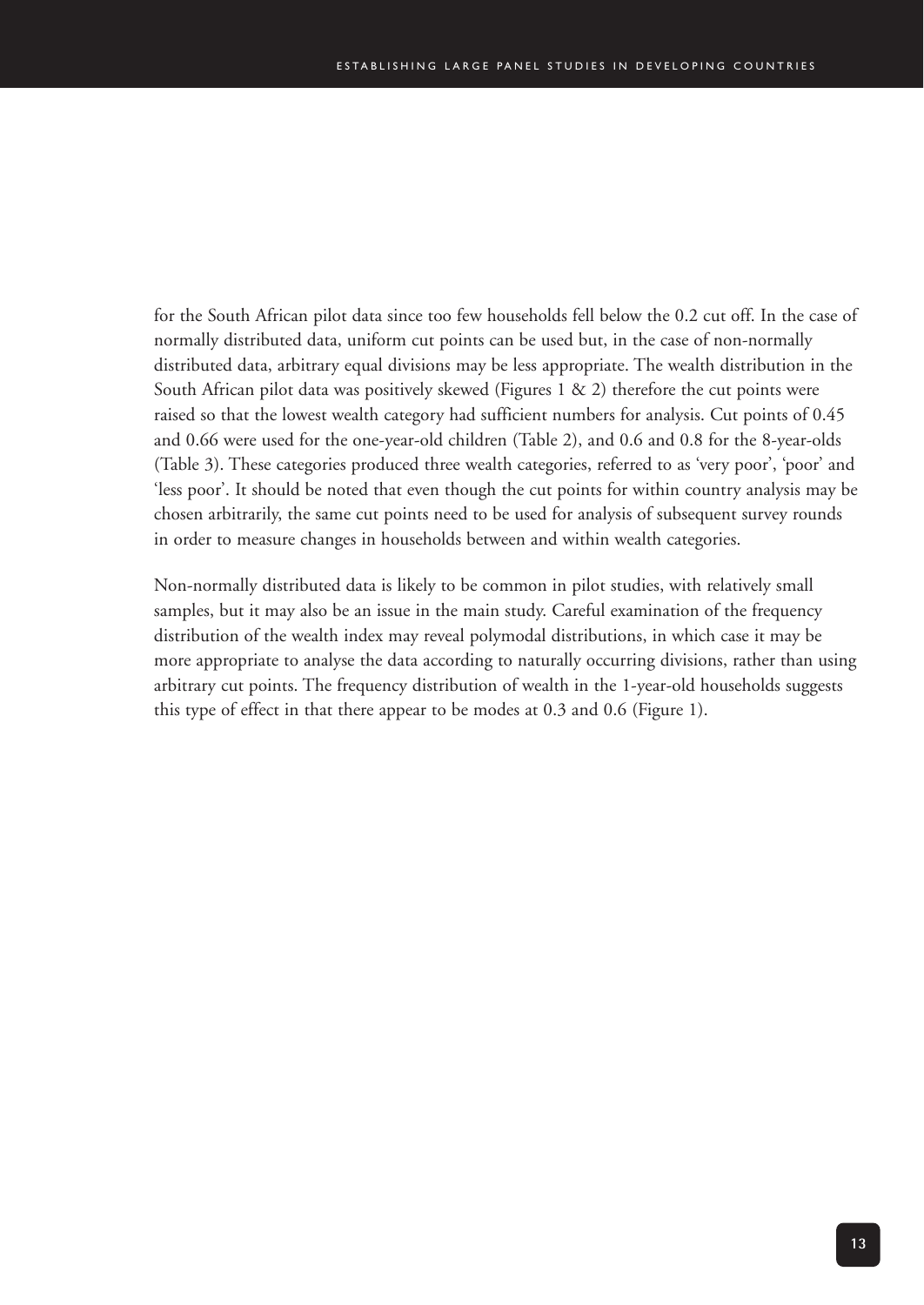for the South African pilot data since too few households fell below the 0.2 cut off. In the case of normally distributed data, uniform cut points can be used but, in the case of non-normally distributed data, arbitrary equal divisions may be less appropriate. The wealth distribution in the South African pilot data was positively skewed (Figures 1 & 2) therefore the cut points were raised so that the lowest wealth category had sufficient numbers for analysis. Cut points of 0.45 and 0.66 were used for the one-year-old children (Table 2), and 0.6 and 0.8 for the 8-year-olds (Table 3). These categories produced three wealth categories, referred to as 'very poor', 'poor' and 'less poor'. It should be noted that even though the cut points for within country analysis may be chosen arbitrarily, the same cut points need to be used for analysis of subsequent survey rounds in order to measure changes in households between and within wealth categories.

Non-normally distributed data is likely to be common in pilot studies, with relatively small samples, but it may also be an issue in the main study. Careful examination of the frequency distribution of the wealth index may reveal polymodal distributions, in which case it may be more appropriate to analyse the data according to naturally occurring divisions, rather than using arbitrary cut points. The frequency distribution of wealth in the 1-year-old households suggests this type of effect in that there appear to be modes at 0.3 and 0.6 (Figure 1).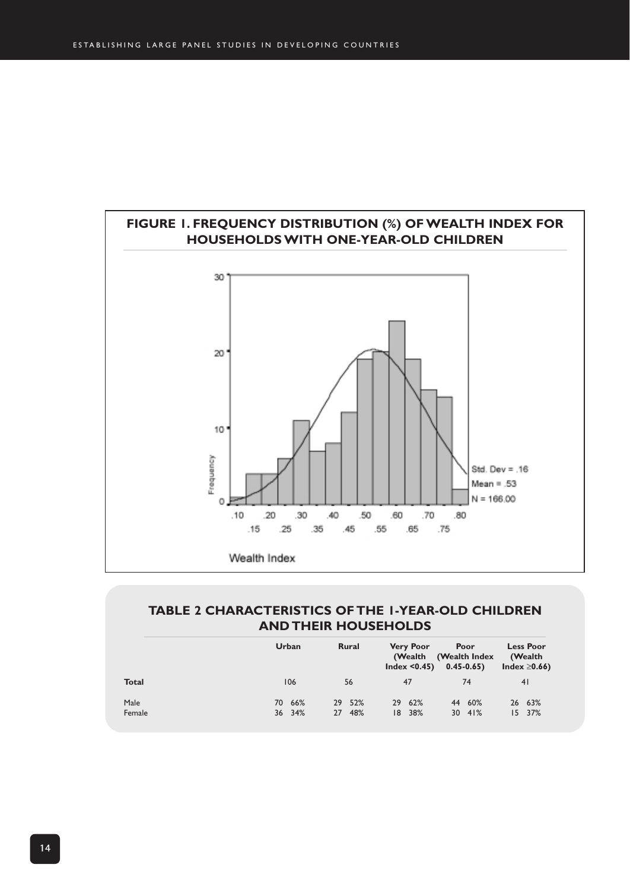## FIGURE 1. FREQUENCY DISTRIBUTION (%) OF WEALTH INDEX FOR HOUSEHOLDS WITH ONE-YEAR-OLD CHILDREN

## TABLE 2 CHARACTERISTICS OF THE 1-YEAR-OLD CHILDREN AND THEIR HOUSEHOLDS

| | Urban | | Rural | | Very Poor (Wealth Index <0.45) | | Poor (Wealth Index 0.45-0.65) | | Less Poor (Wealth Index ≥0.66) | |
|---|---|---|---|---|---|---|---|---|---|---|
| **Total** | 106 | | 56 | | 47 | | 74 | | 41 | |
| Male | 70 | 66% | 29 | 52% | 29 | 62% | 44 | 60% | 26 | 63% |
| Female | 36 | 34% | 27 | 48% | 18 | 38% | 30 | 41% | 15 | 37% |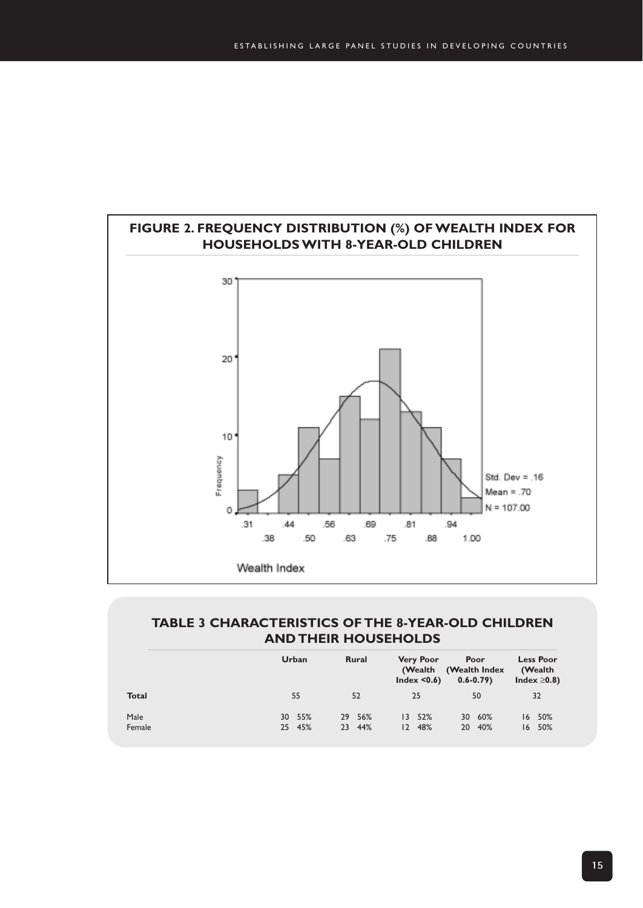## FIGURE 2. FREQUENCY DISTRIBUTION (%) OF WEALTH INDEX FOR HOUSEHOLDS WITH 8-YEAR-OLD CHILDREN

Std. Dev = .16
Mean = .70
N = 107.00

Wealth Index

## TABLE 3 CHARACTERISTICS OF THE 8-YEAR-OLD CHILDREN AND THEIR HOUSEHOLDS

| | Urban | Rural | Very Poor (Wealth Index <0.6) | Poor (Wealth Index 0.6-0.79) | Less Poor (Wealth Index ≥0.8) |
|---|---|---|---|---|---|
| **Total** | 55 | 52 | 25 | 50 | 32 |
| Male | 30 55% | 29 56% | 13 52% | 30 60% | 16 50% |
| Female | 25 45% | 23 44% | 12 48% | 20 40% | 16 50% |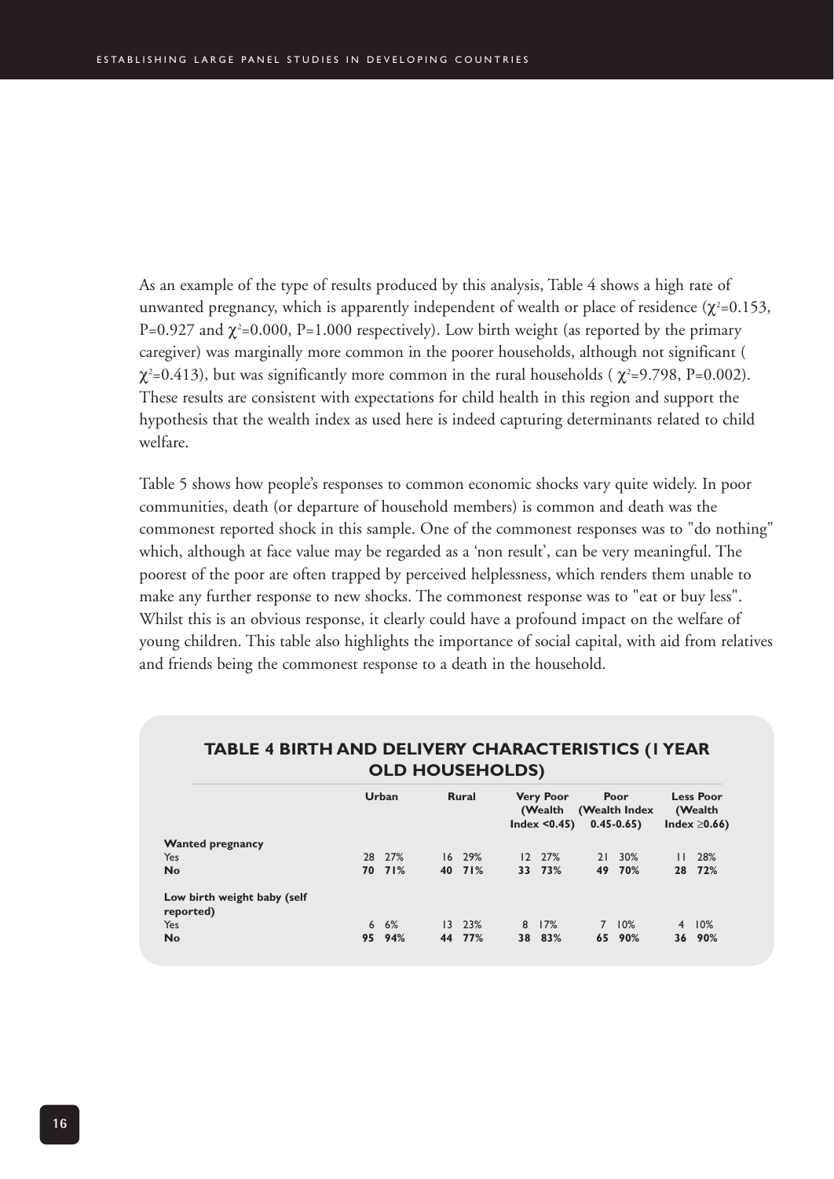As an example of the type of results produced by this analysis, Table 4 shows a high rate of unwanted pregnancy, which is apparently independent of wealth or place of residence ($\chi^2$=0.153, P=0.927 and $\chi^2$=0.000, P=1.000 respectively). Low birth weight (as reported by the primary caregiver) was marginally more common in the poorer households, although not significant ( $\chi^2$=0.413), but was significantly more common in the rural households ( $\chi^2$=9.798, P=0.002). These results are consistent with expectations for child health in this region and support the hypothesis that the wealth index as used here is indeed capturing determinants related to child welfare.

Table 5 shows how people's responses to common economic shocks vary quite widely. In poor communities, death (or departure of household members) is common and death was the commonest reported shock in this sample. One of the commonest responses was to "do nothing" which, although at face value may be regarded as a 'non result', can be very meaningful. The poorest of the poor are often trapped by perceived helplessness, which renders them unable to make any further response to new shocks. The commonest response was to "eat or buy less". Whilst this is an obvious response, it clearly could have a profound impact on the welfare of young children. This table also highlights the importance of social capital, with aid from relatives and friends being the commonest response to a death in the household.

## TABLE 4 BIRTH AND DELIVERY CHARACTERISTICS (1 YEAR OLD HOUSEHOLDS)

| | Urban | | Rural | | Very Poor (Wealth Index <0.45) | | Poor (Wealth Index 0.45-0.65) | | Less Poor (Wealth Index ≥0.66) | |
|---|---|---|---|---|---|---|---|---|---|---|
| **Wanted pregnancy** | | | | | | | | | | |
| Yes | 28 | 27% | 16 | 29% | 12 | 27% | 21 | 30% | 11 | 28% |
| **No** | **70** | **71%** | **40** | **71%** | **33** | **73%** | **49** | **70%** | **28** | **72%** |
| **Low birth weight baby (self reported)** | | | | | | | | | | |
| Yes | 6 | 6% | 13 | 23% | 8 | 17% | 7 | 10% | 4 | 10% |
| **No** | **95** | **94%** | **44** | **77%** | **38** | **83%** | **65** | **90%** | **36** | **90%** |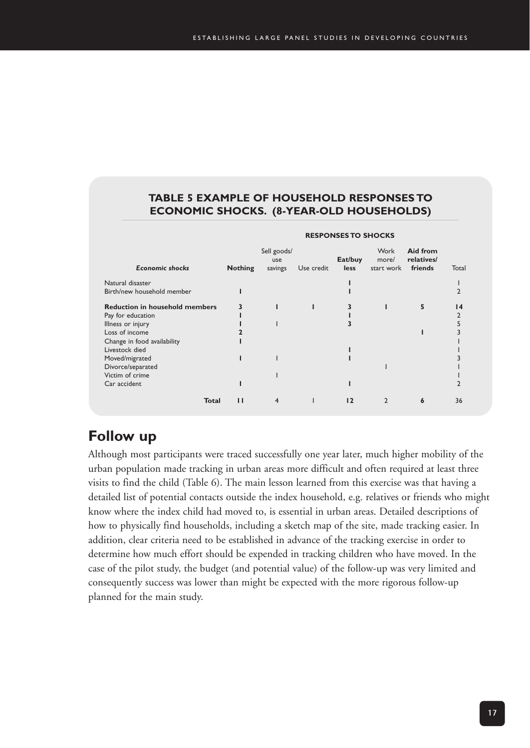**TABLE 5 EXAMPLE OF HOUSEHOLD RESPONSES TO ECONOMIC SHOCKS. (8-YEAR-OLD HOUSEHOLDS)**

| | RESPONSES TO SHOCKS | | | | | | |
|---|---|---|---|---|---|---|---|
| ***Economic shocks*** | **Nothing** | Sell goods/ use savings | Use credit | **Eat/buy less** | Work more/ start work | **Aid from relatives/ friends** | Total |
| Natural disaster | | | | **1** | | | 1 |
| Birth/new household member | **1** | | | **1** | | | 2 |
| **Reduction in household members** | **3** | **1** | **1** | **3** | **1** | **5** | **14** |
| Pay for education | **1** | | | **1** | | | 2 |
| Illness or injury | **1** | 1 | | **3** | | | 5 |
| Loss of income | **2** | | | | | **1** | 3 |
| Change in food availability | **1** | | | | | | 1 |
| Livestock died | | | | **1** | | | 1 |
| Moved/migrated | **1** | 1 | | **1** | | | 3 |
| Divorce/separated | | | | | 1 | | 1 |
| Victim of crime | | 1 | | | | | 1 |
| Car accident | **1** | | | **1** | | | 2 |
| **Total** | **11** | 4 | 1 | **12** | 2 | **6** | 36 |

## Follow up

Although most participants were traced successfully one year later, much higher mobility of the urban population made tracking in urban areas more difficult and often required at least three visits to find the child (Table 6). The main lesson learned from this exercise was that having a detailed list of potential contacts outside the index household, e.g. relatives or friends who might know where the index child had moved to, is essential in urban areas. Detailed descriptions of how to physically find households, including a sketch map of the site, made tracking easier. In addition, clear criteria need to be established in advance of the tracking exercise in order to determine how much effort should be expended in tracking children who have moved. In the case of the pilot study, the budget (and potential value) of the follow-up was very limited and consequently success was lower than might be expected with the more rigorous follow-up planned for the main study.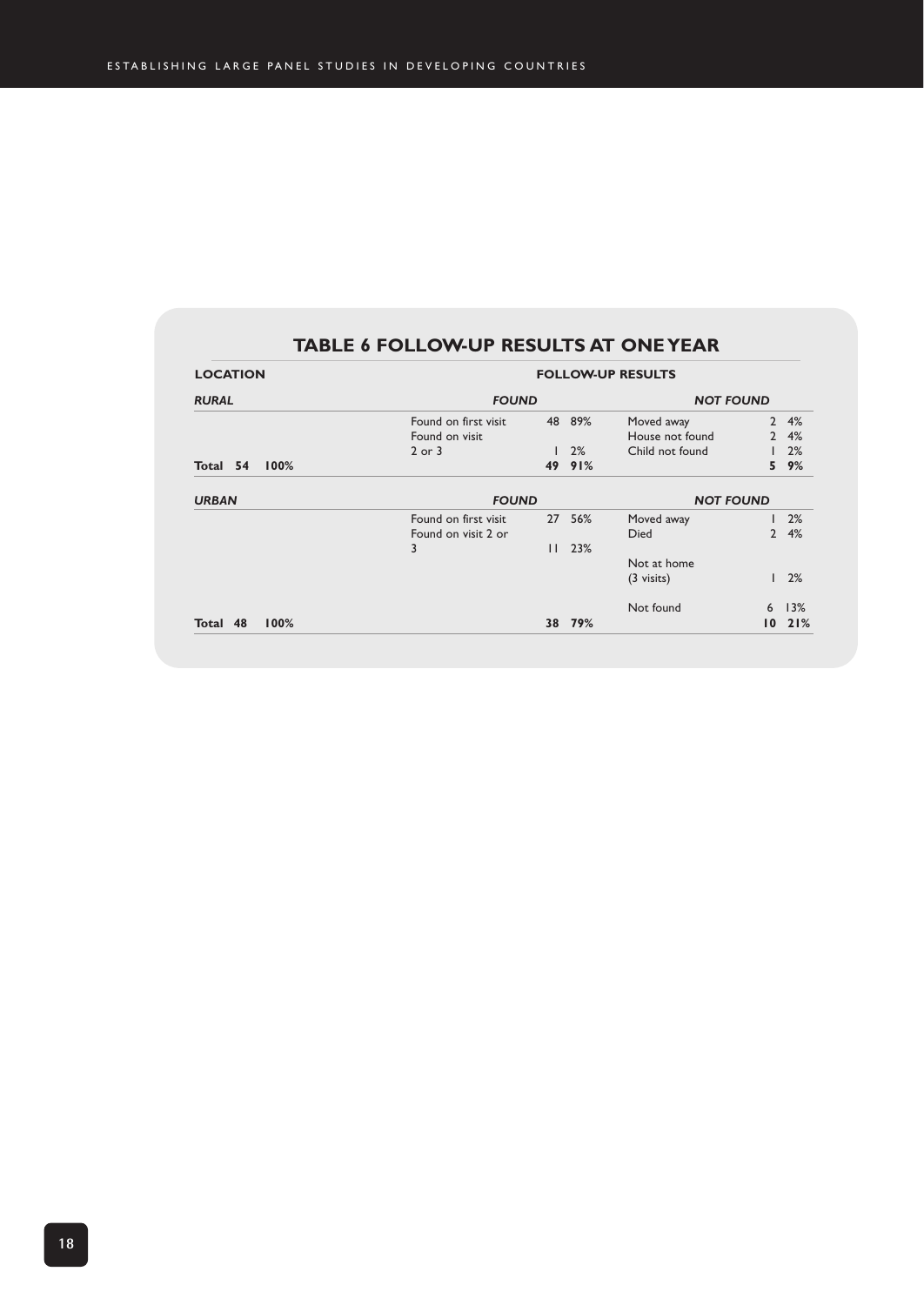## TABLE 6 FOLLOW-UP RESULTS AT ONE YEAR

| LOCATION | FOLLOW-UP RESULTS | | | | | |
|---|---|---|---|---|---|---|
| ***RURAL*** | ***FOUND*** | | | ***NOT FOUND*** | | |
| | Found on first visit | 48 | 89% | Moved away | 2 | 4% |
| | Found on visit 2 or 3 | 1 | 2% | House not found | 2 | 4% |
| | | | | Child not found | 1 | 2% |
| **Total 54 100%** | | **49** | **91%** | | **5** | **9%** |
| ***URBAN*** | ***FOUND*** | | | ***NOT FOUND*** | | |
| | Found on first visit | 27 | 56% | Moved away | 1 | 2% |
| | Found on visit 2 or 3 | 11 | 23% | Died | 2 | 4% |
| | | | | Not at home (3 visits) | 1 | 2% |
| | | | | Not found | 6 | 13% |
| **Total 48 100%** | | **38** | **79%** | | **10** | **21%** |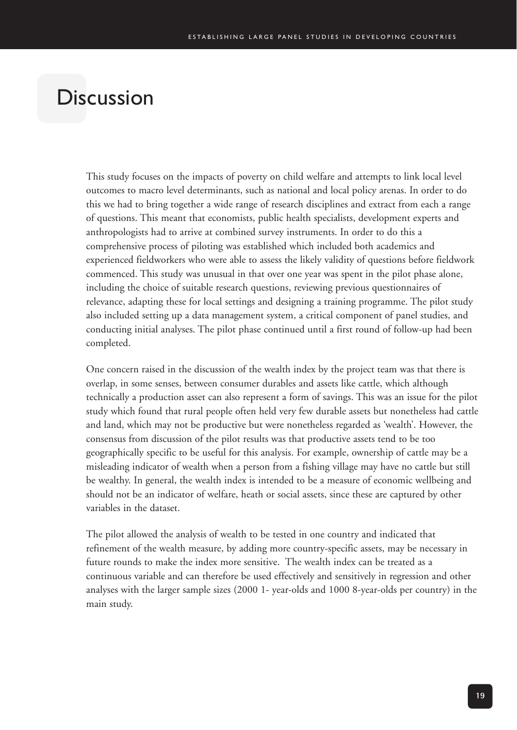# Discussion

This study focuses on the impacts of poverty on child welfare and attempts to link local level outcomes to macro level determinants, such as national and local policy arenas. In order to do this we had to bring together a wide range of research disciplines and extract from each a range of questions. This meant that economists, public health specialists, development experts and anthropologists had to arrive at combined survey instruments. In order to do this a comprehensive process of piloting was established which included both academics and experienced fieldworkers who were able to assess the likely validity of questions before fieldwork commenced. This study was unusual in that over one year was spent in the pilot phase alone, including the choice of suitable research questions, reviewing previous questionnaires of relevance, adapting these for local settings and designing a training programme. The pilot study also included setting up a data management system, a critical component of panel studies, and conducting initial analyses. The pilot phase continued until a first round of follow-up had been completed.

One concern raised in the discussion of the wealth index by the project team was that there is overlap, in some senses, between consumer durables and assets like cattle, which although technically a production asset can also represent a form of savings. This was an issue for the pilot study which found that rural people often held very few durable assets but nonetheless had cattle and land, which may not be productive but were nonetheless regarded as 'wealth'. However, the consensus from discussion of the pilot results was that productive assets tend to be too geographically specific to be useful for this analysis. For example, ownership of cattle may be a misleading indicator of wealth when a person from a fishing village may have no cattle but still be wealthy. In general, the wealth index is intended to be a measure of economic wellbeing and should not be an indicator of welfare, heath or social assets, since these are captured by other variables in the dataset.

The pilot allowed the analysis of wealth to be tested in one country and indicated that refinement of the wealth measure, by adding more country-specific assets, may be necessary in future rounds to make the index more sensitive. The wealth index can be treated as a continuous variable and can therefore be used effectively and sensitively in regression and other analyses with the larger sample sizes (2000 1- year-olds and 1000 8-year-olds per country) in the main study.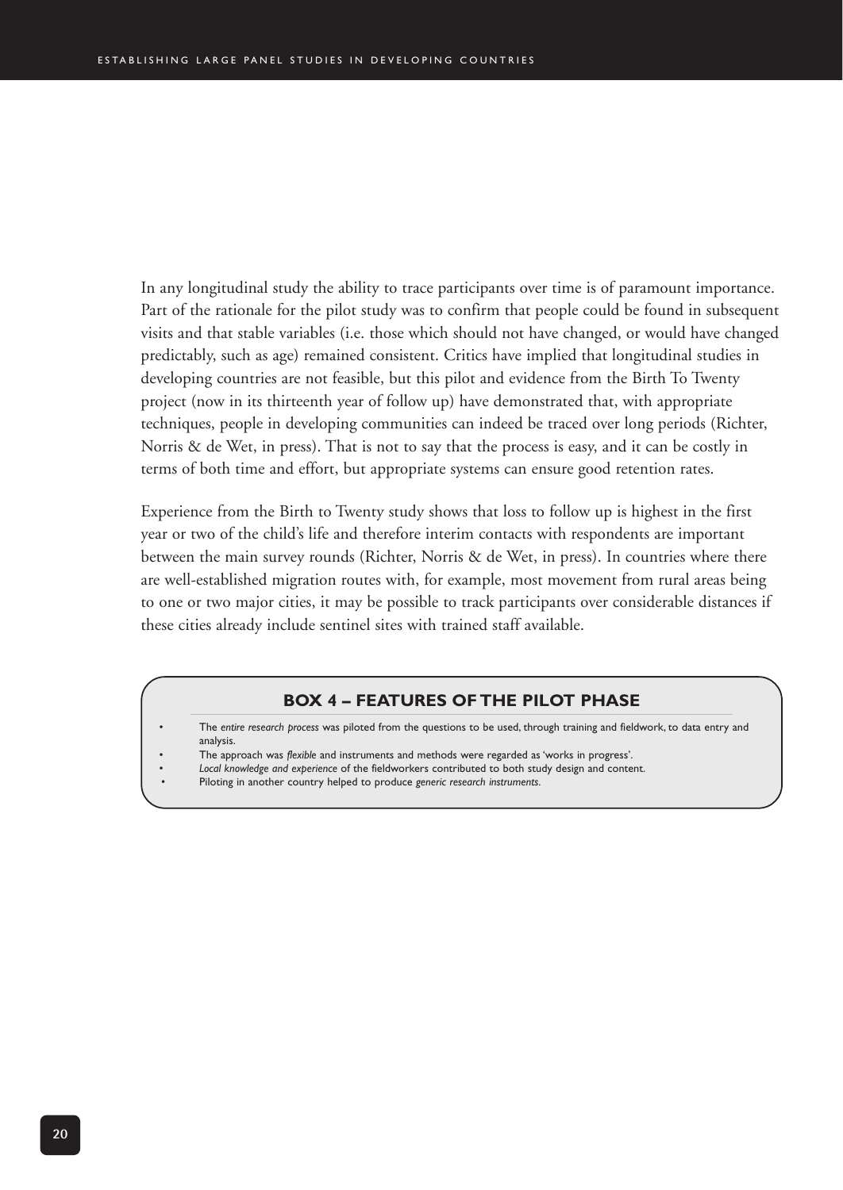In any longitudinal study the ability to trace participants over time is of paramount importance. Part of the rationale for the pilot study was to confirm that people could be found in subsequent visits and that stable variables (i.e. those which should not have changed, or would have changed predictably, such as age) remained consistent. Critics have implied that longitudinal studies in developing countries are not feasible, but this pilot and evidence from the Birth To Twenty project (now in its thirteenth year of follow up) have demonstrated that, with appropriate techniques, people in developing communities can indeed be traced over long periods (Richter, Norris & de Wet, in press). That is not to say that the process is easy, and it can be costly in terms of both time and effort, but appropriate systems can ensure good retention rates.

Experience from the Birth to Twenty study shows that loss to follow up is highest in the first year or two of the child's life and therefore interim contacts with respondents are important between the main survey rounds (Richter, Norris & de Wet, in press). In countries where there are well-established migration routes with, for example, most movement from rural areas being to one or two major cities, it may be possible to track participants over considerable distances if these cities already include sentinel sites with trained staff available.

### BOX 4 – FEATURES OF THE PILOT PHASE

- The *entire research process* was piloted from the questions to be used, through training and fieldwork, to data entry and analysis.
- The approach was *flexible* and instruments and methods were regarded as 'works in progress'.
- *Local knowledge and experience* of the fieldworkers contributed to both study design and content.
- Piloting in another country helped to produce *generic research instruments*.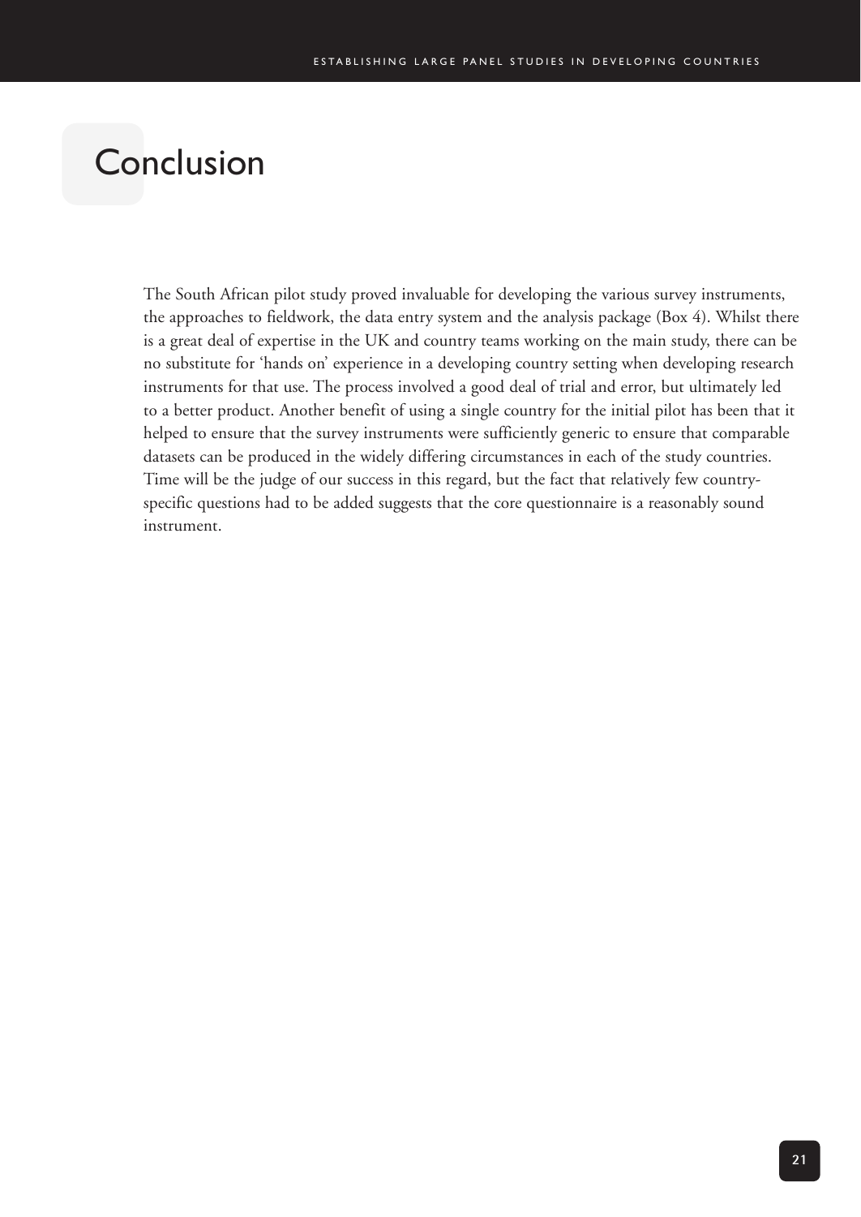# Conclusion

The South African pilot study proved invaluable for developing the various survey instruments, the approaches to fieldwork, the data entry system and the analysis package (Box 4). Whilst there is a great deal of expertise in the UK and country teams working on the main study, there can be no substitute for 'hands on' experience in a developing country setting when developing research instruments for that use. The process involved a good deal of trial and error, but ultimately led to a better product. Another benefit of using a single country for the initial pilot has been that it helped to ensure that the survey instruments were sufficiently generic to ensure that comparable datasets can be produced in the widely differing circumstances in each of the study countries. Time will be the judge of our success in this regard, but the fact that relatively few country-specific questions had to be added suggests that the core questionnaire is a reasonably sound instrument.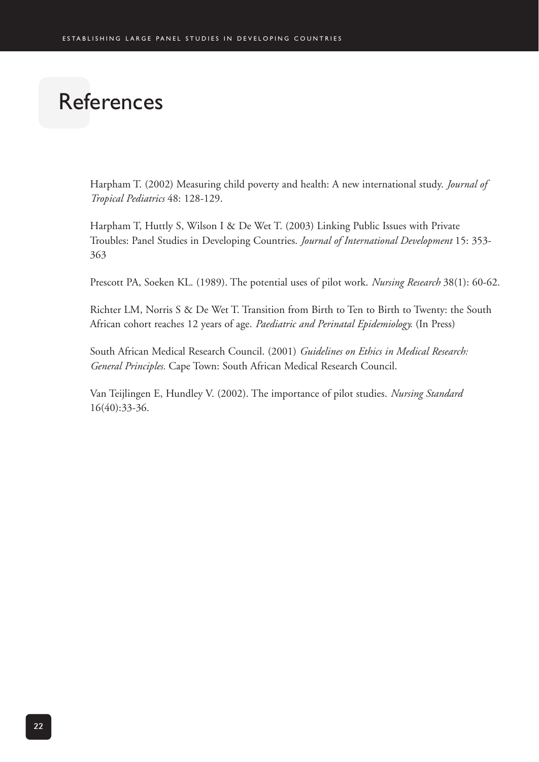# References

Harpham T. (2002) Measuring child poverty and health: A new international study. *Journal of Tropical Pediatrics* 48: 128-129.

Harpham T, Huttly S, Wilson I & De Wet T. (2003) Linking Public Issues with Private Troubles: Panel Studies in Developing Countries. *Journal of International Development* 15: 353-363

Prescott PA, Soeken KL. (1989). The potential uses of pilot work. *Nursing Research* 38(1): 60-62.

Richter LM, Norris S & De Wet T. Transition from Birth to Ten to Birth to Twenty: the South African cohort reaches 12 years of age. *Paediatric and Perinatal Epidemiology.* (In Press)

South African Medical Research Council. (2001) *Guidelines on Ethics in Medical Research: General Principles.* Cape Town: South African Medical Research Council.

Van Teijlingen E, Hundley V. (2002). The importance of pilot studies. *Nursing Standard* 16(40):33-36.